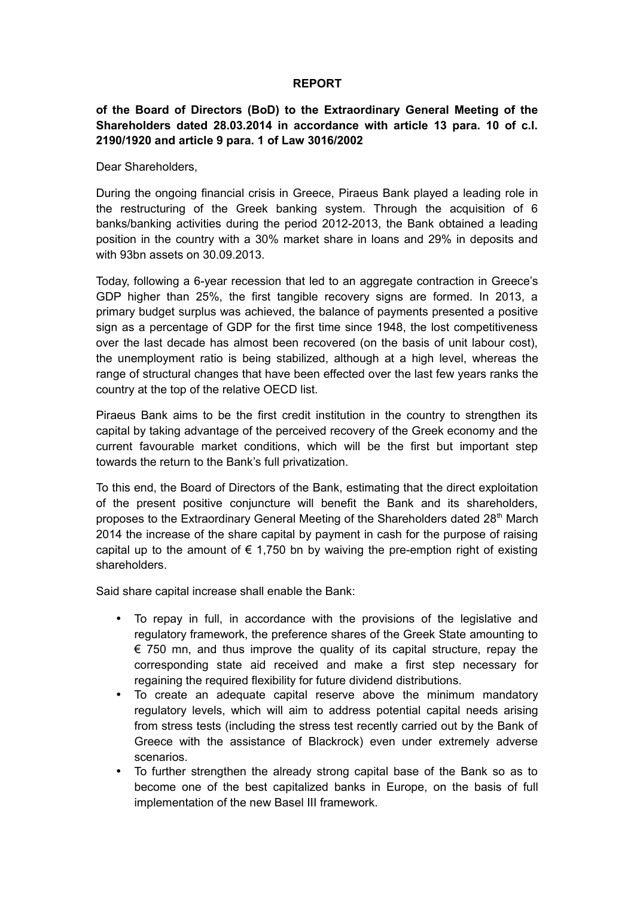**REPORT**

**of the Board of Directors (BoD) to the Extraordinary General Meeting of the Shareholders dated 28.03.2014 in accordance with article 13 para. 10 of c.l. 2190/1920 and article 9 para. 1 of Law 3016/2002**

Dear Shareholders,

During the ongoing financial crisis in Greece, Piraeus Bank played a leading role in the restructuring of the Greek banking system. Through the acquisition of 6 banks/banking activities during the period 2012-2013, the Bank obtained a leading position in the country with a 30% market share in loans and 29% in deposits and with 93bn assets on 30.09.2013.

Today, following a 6-year recession that led to an aggregate contraction in Greece's GDP higher than 25%, the first tangible recovery signs are formed. In 2013, a primary budget surplus was achieved, the balance of payments presented a positive sign as a percentage of GDP for the first time since 1948, the lost competitiveness over the last decade has almost been recovered (on the basis of unit labour cost), the unemployment ratio is being stabilized, although at a high level, whereas the range of structural changes that have been effected over the last few years ranks the country at the top of the relative OECD list.

Piraeus Bank aims to be the first credit institution in the country to strengthen its capital by taking advantage of the perceived recovery of the Greek economy and the current favourable market conditions, which will be the first but important step towards the return to the Bank's full privatization.

To this end, the Board of Directors of the Bank, estimating that the direct exploitation of the present positive conjuncture will benefit the Bank and its shareholders, proposes to the Extraordinary General Meeting of the Shareholders dated 28th March 2014 the increase of the share capital by payment in cash for the purpose of raising capital up to the amount of € 1,750 bn by waiving the pre-emption right of existing shareholders.

Said share capital increase shall enable the Bank:

- To repay in full, in accordance with the provisions of the legislative and regulatory framework, the preference shares of the Greek State amounting to € 750 mn, and thus improve the quality of its capital structure, repay the corresponding state aid received and make a first step necessary for regaining the required flexibility for future dividend distributions.
- To create an adequate capital reserve above the minimum mandatory regulatory levels, which will aim to address potential capital needs arising from stress tests (including the stress test recently carried out by the Bank of Greece with the assistance of Blackrock) even under extremely adverse scenarios.
- To further strengthen the already strong capital base of the Bank so as to become one of the best capitalized banks in Europe, on the basis of full implementation of the new Basel III framework.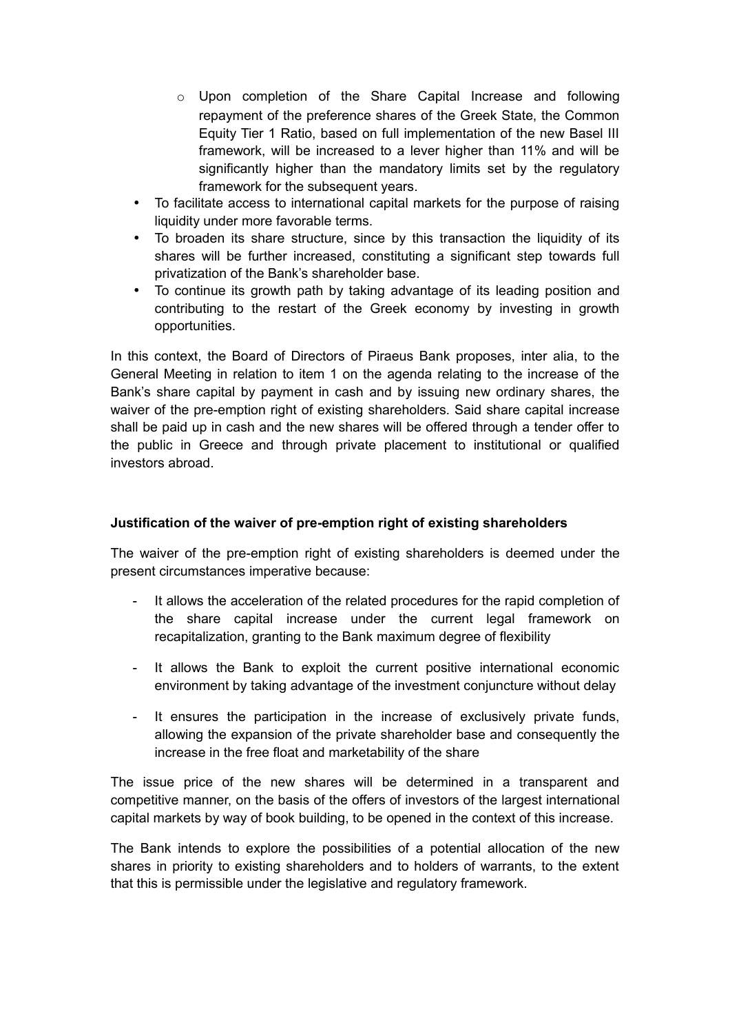- Upon completion of the Share Capital Increase and following repayment of the preference shares of the Greek State, the Common Equity Tier 1 Ratio, based on full implementation of the new Basel III framework, will be increased to a lever higher than 11% and will be significantly higher than the mandatory limits set by the regulatory framework for the subsequent years.
- To facilitate access to international capital markets for the purpose of raising liquidity under more favorable terms.
- To broaden its share structure, since by this transaction the liquidity of its shares will be further increased, constituting a significant step towards full privatization of the Bank's shareholder base.
- To continue its growth path by taking advantage of its leading position and contributing to the restart of the Greek economy by investing in growth opportunities.

In this context, the Board of Directors of Piraeus Bank proposes, inter alia, to the General Meeting in relation to item 1 on the agenda relating to the increase of the Bank's share capital by payment in cash and by issuing new ordinary shares, the waiver of the pre-emption right of existing shareholders. Said share capital increase shall be paid up in cash and the new shares will be offered through a tender offer to the public in Greece and through private placement to institutional or qualified investors abroad.

**Justification of the waiver of pre-emption right of existing shareholders**

The waiver of the pre-emption right of existing shareholders is deemed under the present circumstances imperative because:

- It allows the acceleration of the related procedures for the rapid completion of the share capital increase under the current legal framework on recapitalization, granting to the Bank maximum degree of flexibility
- It allows the Bank to exploit the current positive international economic environment by taking advantage of the investment conjuncture without delay
- It ensures the participation in the increase of exclusively private funds, allowing the expansion of the private shareholder base and consequently the increase in the free float and marketability of the share

The issue price of the new shares will be determined in a transparent and competitive manner, on the basis of the offers of investors of the largest international capital markets by way of book building, to be opened in the context of this increase.

The Bank intends to explore the possibilities of a potential allocation of the new shares in priority to existing shareholders and to holders of warrants, to the extent that this is permissible under the legislative and regulatory framework.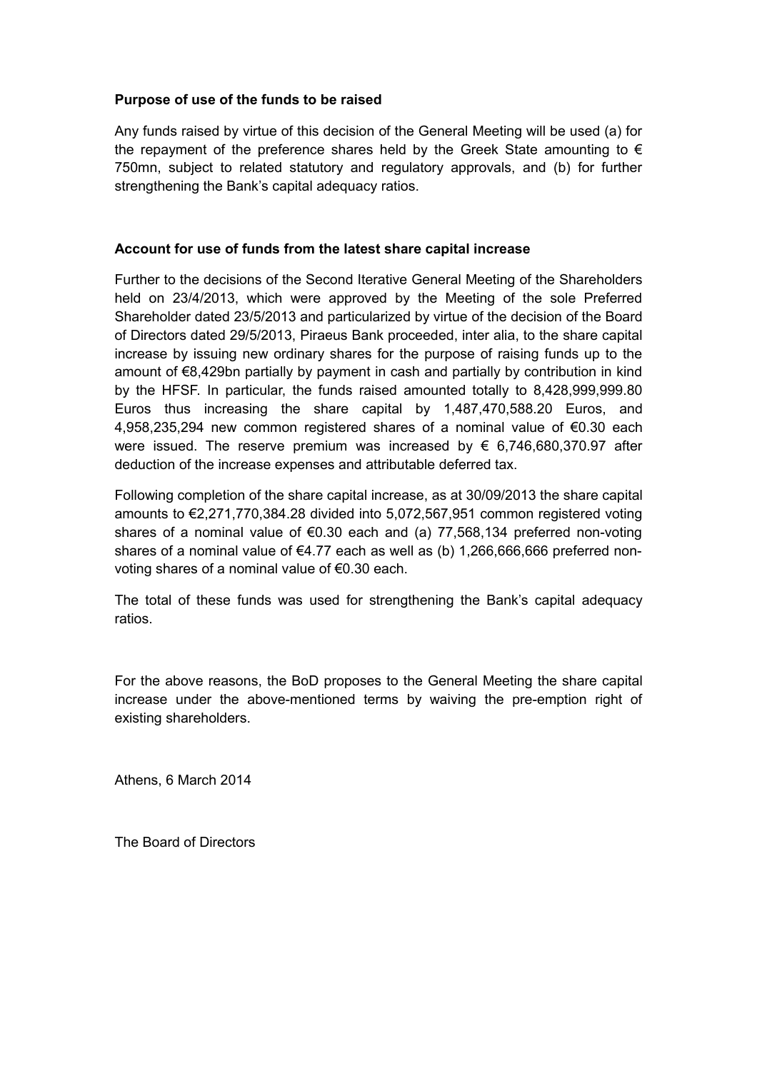**Purpose of use of the funds to be raised**

Any funds raised by virtue of this decision of the General Meeting will be used (a) for the repayment of the preference shares held by the Greek State amounting to € 750mn, subject to related statutory and regulatory approvals, and (b) for further strengthening the Bank's capital adequacy ratios.

**Account for use of funds from the latest share capital increase**

Further to the decisions of the Second Iterative General Meeting of the Shareholders held on 23/4/2013, which were approved by the Meeting of the sole Preferred Shareholder dated 23/5/2013 and particularized by virtue of the decision of the Board of Directors dated 29/5/2013, Piraeus Bank proceeded, inter alia, to the share capital increase by issuing new ordinary shares for the purpose of raising funds up to the amount of €8,429bn partially by payment in cash and partially by contribution in kind by the HFSF. In particular, the funds raised amounted totally to 8,428,999,999.80 Euros thus increasing the share capital by 1,487,470,588.20 Euros, and 4,958,235,294 new common registered shares of a nominal value of €0.30 each were issued. The reserve premium was increased by € 6,746,680,370.97 after deduction of the increase expenses and attributable deferred tax.

Following completion of the share capital increase, as at 30/09/2013 the share capital amounts to €2,271,770,384.28 divided into 5,072,567,951 common registered voting shares of a nominal value of €0.30 each and (a) 77,568,134 preferred non-voting shares of a nominal value of €4.77 each as well as (b) 1,266,666,666 preferred non-voting shares of a nominal value of €0.30 each.

The total of these funds was used for strengthening the Bank's capital adequacy ratios.

For the above reasons, the BoD proposes to the General Meeting the share capital increase under the above-mentioned terms by waiving the pre-emption right of existing shareholders.

Athens, 6 March 2014

The Board of Directors